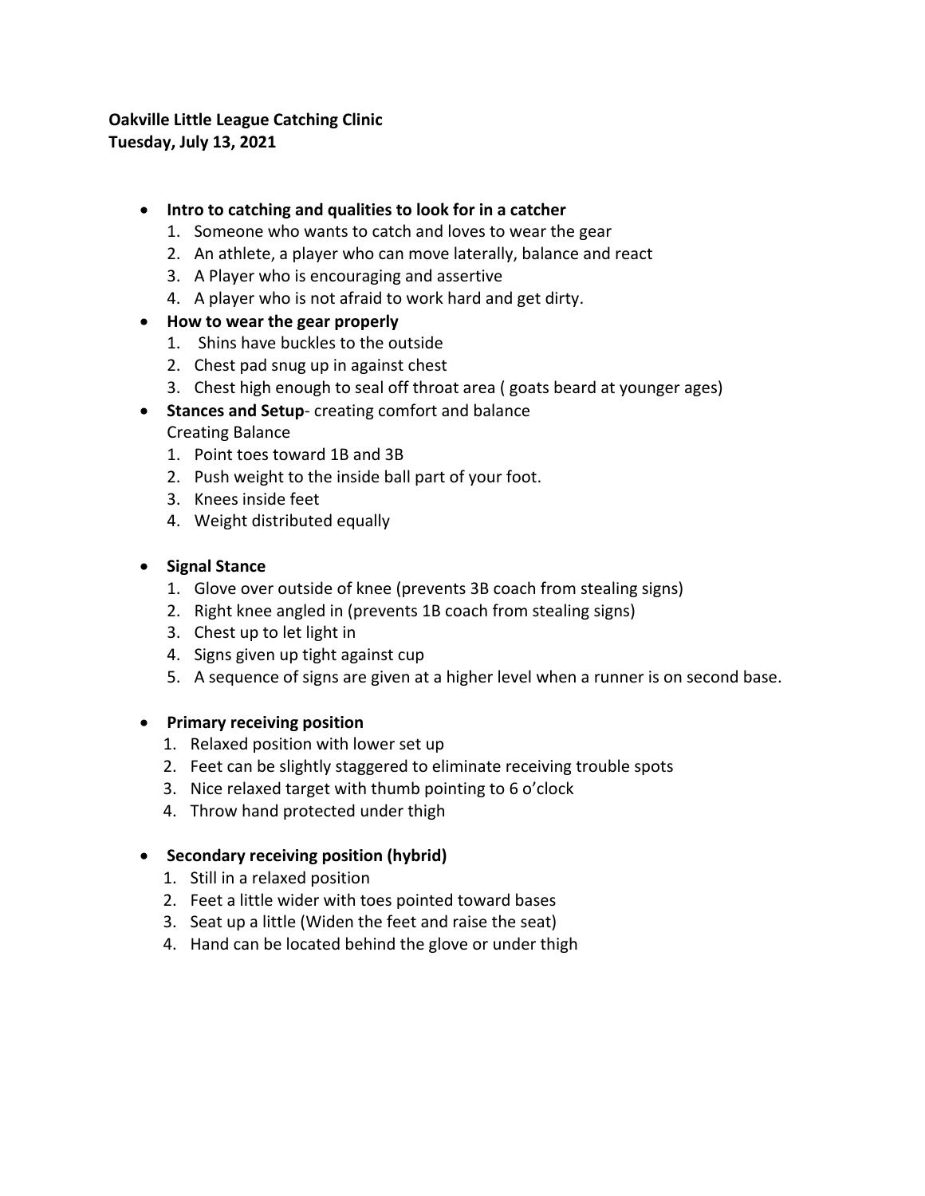**Oakville Little League Catching Clinic**
**Tuesday, July 13, 2021**

- **Intro to catching and qualities to look for in a catcher**
  1. Someone who wants to catch and loves to wear the gear
  2. An athlete, a player who can move laterally, balance and react
  3. A Player who is encouraging and assertive
  4. A player who is not afraid to work hard and get dirty.
- **How to wear the gear properly**
  1. Shins have buckles to the outside
  2. Chest pad snug up in against chest
  3. Chest high enough to seal off throat area ( goats beard at younger ages)
- **Stances and Setup**- creating comfort and balance
  Creating Balance
  1. Point toes toward 1B and 3B
  2. Push weight to the inside ball part of your foot.
  3. Knees inside feet
  4. Weight distributed equally

- **Signal Stance**
  1. Glove over outside of knee (prevents 3B coach from stealing signs)
  2. Right knee angled in (prevents 1B coach from stealing signs)
  3. Chest up to let light in
  4. Signs given up tight against cup
  5. A sequence of signs are given at a higher level when a runner is on second base.

- **Primary receiving position**
  1. Relaxed position with lower set up
  2. Feet can be slightly staggered to eliminate receiving trouble spots
  3. Nice relaxed target with thumb pointing to 6 o'clock
  4. Throw hand protected under thigh

- **Secondary receiving position (hybrid)**
  1. Still in a relaxed position
  2. Feet a little wider with toes pointed toward bases
  3. Seat up a little (Widen the feet and raise the seat)
  4. Hand can be located behind the glove or under thigh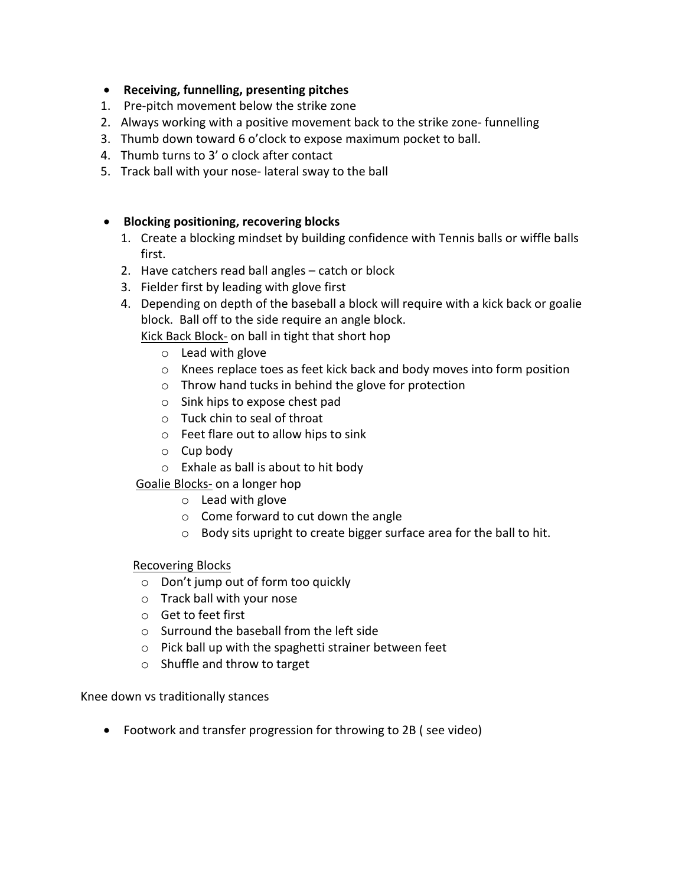- **Receiving, funnelling, presenting pitches**

1. Pre-pitch movement below the strike zone
2. Always working with a positive movement back to the strike zone- funnelling
3. Thumb down toward 6 o'clock to expose maximum pocket to ball.
4. Thumb turns to 3' o clock after contact
5. Track ball with your nose- lateral sway to the ball

- **Blocking positioning, recovering blocks**

   1. Create a blocking mindset by building confidence with Tennis balls or wiffle balls first.
   2. Have catchers read ball angles – catch or block
   3. Fielder first by leading with glove first
   4. Depending on depth of the baseball a block will require with a kick back or goalie block. Ball off to the side require an angle block.

      Kick Back Block- on ball in tight that short hop

      - Lead with glove
      - Knees replace toes as feet kick back and body moves into form position
      - Throw hand tucks in behind the glove for protection
      - Sink hips to expose chest pad
      - Tuck chin to seal of throat
      - Feet flare out to allow hips to sink
      - Cup body
      - Exhale as ball is about to hit body

      Goalie Blocks- on a longer hop

      - Lead with glove
      - Come forward to cut down the angle
      - Body sits upright to create bigger surface area for the ball to hit.

   Recovering Blocks

   - Don't jump out of form too quickly
   - Track ball with your nose
   - Get to feet first
   - Surround the baseball from the left side
   - Pick ball up with the spaghetti strainer between feet
   - Shuffle and throw to target

Knee down vs traditionally stances

- Footwork and transfer progression for throwing to 2B ( see video)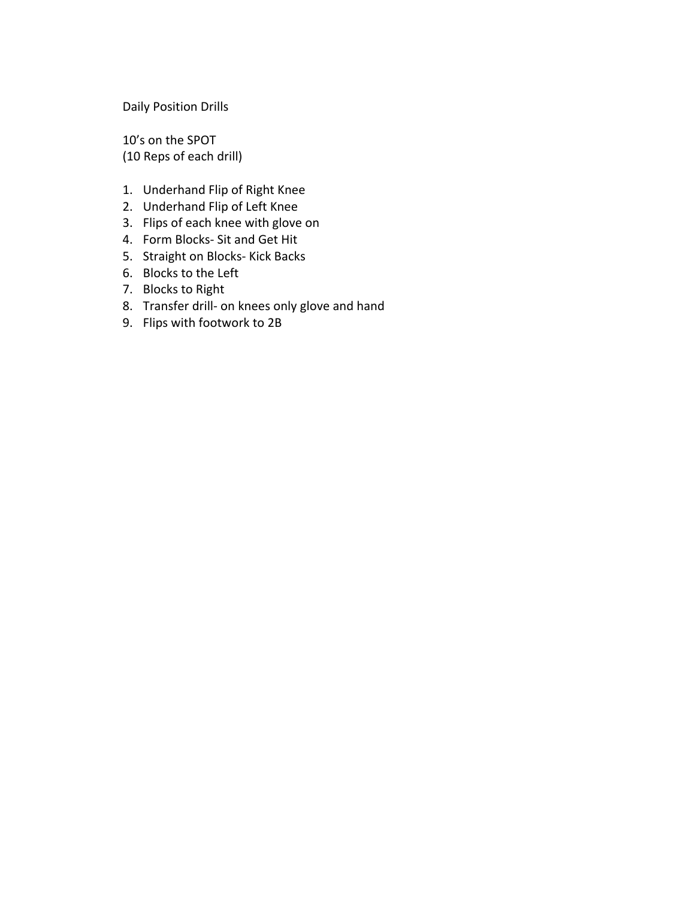Daily Position Drills

10’s on the SPOT
(10 Reps of each drill)

1. Underhand Flip of Right Knee
2. Underhand Flip of Left Knee
3. Flips of each knee with glove on
4. Form Blocks- Sit and Get Hit
5. Straight on Blocks- Kick Backs
6. Blocks to the Left
7. Blocks to Right
8. Transfer drill- on knees only glove and hand
9. Flips with footwork to 2B